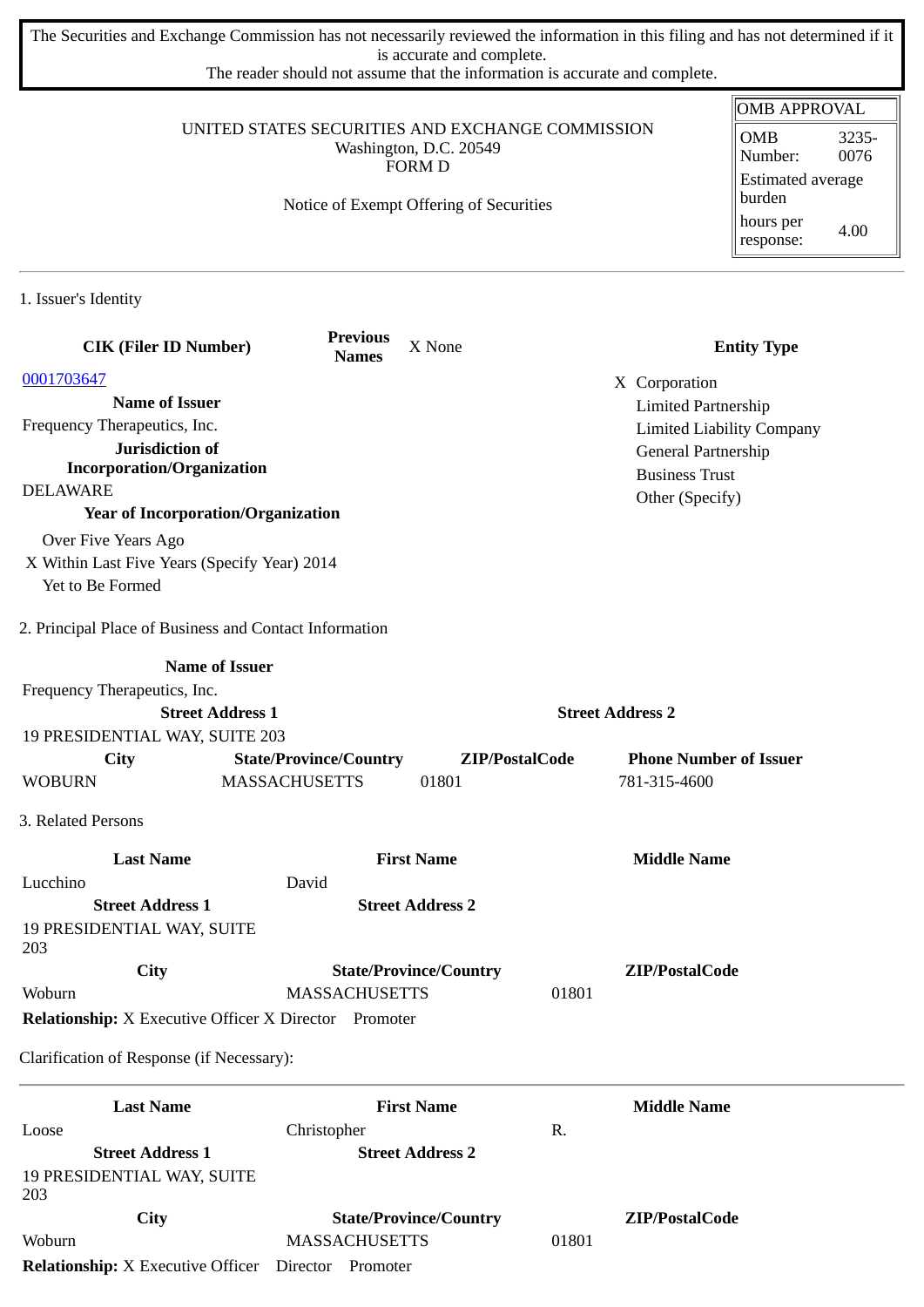The Securities and Exchange Commission has not necessarily reviewed the information in this filing and has not determined if it is accurate and complete.
The reader should not assume that the information is accurate and complete.

UNITED STATES SECURITIES AND EXCHANGE COMMISSION
Washington, D.C. 20549
FORM D

Notice of Exempt Offering of Securities

| OMB APPROVAL | |
|---|---|
| OMB Number: | 3235-0076 |
| Estimated average burden | |
| hours per response: | 4.00 |

1. Issuer's Identity

**CIK (Filer ID Number)**
0001703647

**Previous Names** X None

**Name of Issuer**
Frequency Therapeutics, Inc.

**Jurisdiction of Incorporation/Organization**
DELAWARE

**Year of Incorporation/Organization**
Over Five Years Ago
X Within Last Five Years (Specify Year) 2014
Yet to Be Formed

**Entity Type**
X Corporation
Limited Partnership
Limited Liability Company
General Partnership
Business Trust
Other (Specify)

2. Principal Place of Business and Contact Information

**Name of Issuer**
Frequency Therapeutics, Inc.

| Street Address 1 | | | Street Address 2 |
|---|---|---|---|
| 19 PRESIDENTIAL WAY, SUITE 203 | | | |
| **City** | **State/Province/Country** | **ZIP/PostalCode** | **Phone Number of Issuer** |
| WOBURN | MASSACHUSETTS | 01801 | 781-315-4600 |

3. Related Persons

| Last Name | First Name | Middle Name |
|---|---|---|
| Lucchino | David | |
| **Street Address 1** | **Street Address 2** | |
| 19 PRESIDENTIAL WAY, SUITE 203 | | |
| **City** | **State/Province/Country** | **ZIP/PostalCode** |
| Woburn | MASSACHUSETTS | 01801 |

**Relationship:** X Executive Officer X Director Promoter

Clarification of Response (if Necessary):

| Last Name | First Name | Middle Name |
|---|---|---|
| Loose | Christopher | R. |
| **Street Address 1** | **Street Address 2** | |
| 19 PRESIDENTIAL WAY, SUITE 203 | | |
| **City** | **State/Province/Country** | **ZIP/PostalCode** |
| Woburn | MASSACHUSETTS | 01801 |

**Relationship:** X Executive Officer Director Promoter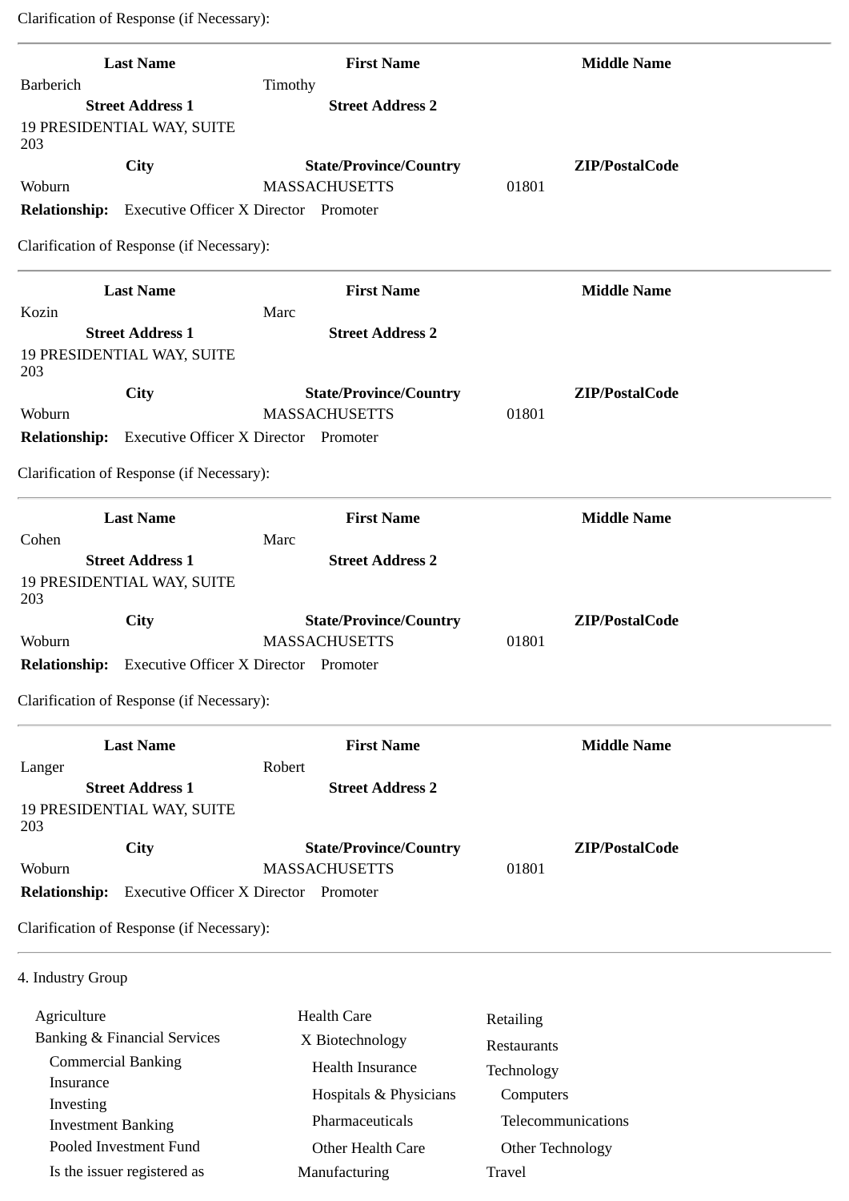Clarification of Response (if Necessary):

---

| Last Name | First Name | Middle Name |
|---|---|---|
| Barberich | Timothy | |
| **Street Address 1** | **Street Address 2** | |
| 19 PRESIDENTIAL WAY, SUITE 203 | | |
| **City** | **State/Province/Country** | **ZIP/PostalCode** |
| Woburn | MASSACHUSETTS | 01801 |

**Relationship:** Executive Officer X Director Promoter

Clarification of Response (if Necessary):

---

| Last Name | First Name | Middle Name |
|---|---|---|
| Kozin | Marc | |
| **Street Address 1** | **Street Address 2** | |
| 19 PRESIDENTIAL WAY, SUITE 203 | | |
| **City** | **State/Province/Country** | **ZIP/PostalCode** |
| Woburn | MASSACHUSETTS | 01801 |

**Relationship:** Executive Officer X Director Promoter

Clarification of Response (if Necessary):

---

| Last Name | First Name | Middle Name |
|---|---|---|
| Cohen | Marc | |
| **Street Address 1** | **Street Address 2** | |
| 19 PRESIDENTIAL WAY, SUITE 203 | | |
| **City** | **State/Province/Country** | **ZIP/PostalCode** |
| Woburn | MASSACHUSETTS | 01801 |

**Relationship:** Executive Officer X Director Promoter

Clarification of Response (if Necessary):

---

| Last Name | First Name | Middle Name |
|---|---|---|
| Langer | Robert | |
| **Street Address 1** | **Street Address 2** | |
| 19 PRESIDENTIAL WAY, SUITE 203 | | |
| **City** | **State/Province/Country** | **ZIP/PostalCode** |
| Woburn | MASSACHUSETTS | 01801 |

**Relationship:** Executive Officer X Director Promoter

Clarification of Response (if Necessary):

---

4. Industry Group

| | | |
|---|---|---|
| Agriculture | Health Care | Retailing |
| Banking & Financial Services | X Biotechnology | Restaurants |
| Commercial Banking | Health Insurance | Technology |
| Insurance | Hospitals & Physicians | Computers |
| Investing | Pharmaceuticals | Telecommunications |
| Investment Banking | Other Health Care | Other Technology |
| Pooled Investment Fund | Manufacturing | Travel |
| Is the issuer registered as | | |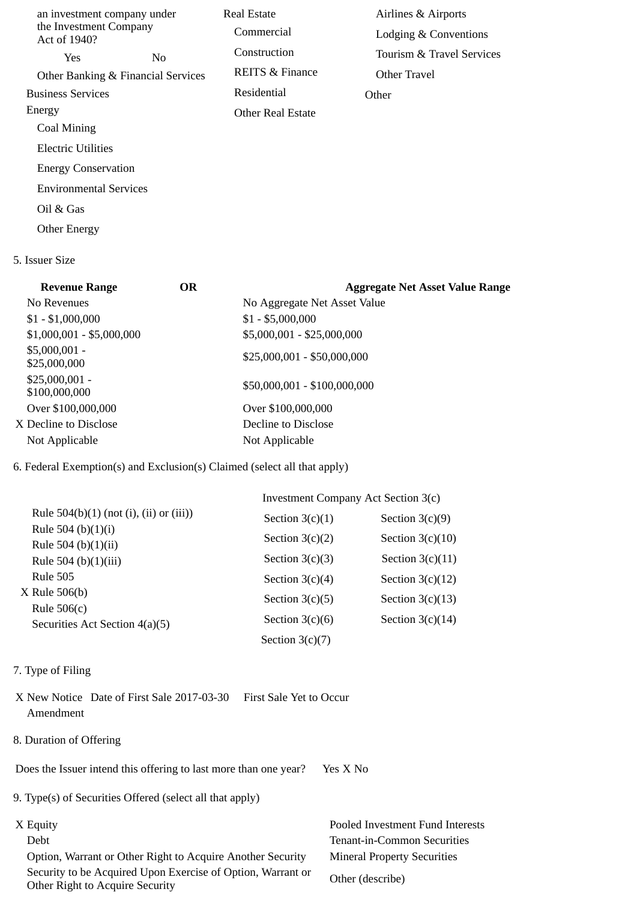an investment company under the Investment Company Act of 1940?

Yes No

Other Banking & Financial Services

Business Services

Energy

Coal Mining

Electric Utilities

Energy Conservation

Environmental Services

Oil & Gas

Other Energy

Real Estate

Commercial

Construction

REITS & Finance

Residential

Other Real Estate

Airlines & Airports

Lodging & Conventions

Tourism & Travel Services

Other Travel

Other

5. Issuer Size

| Revenue Range | OR | Aggregate Net Asset Value Range |
|---|---|---|
| No Revenues | | No Aggregate Net Asset Value |
| $1 - $1,000,000 | | $1 - $5,000,000 |
| $1,000,001 - $5,000,000 | | $5,000,001 - $25,000,000 |
| $5,000,001 - $25,000,000 | | $25,000,001 - $50,000,000 |
| $25,000,001 - $100,000,000 | | $50,000,001 - $100,000,000 |
| Over $100,000,000 | | Over $100,000,000 |
| X Decline to Disclose | | Decline to Disclose |
| Not Applicable | | Not Applicable |

6. Federal Exemption(s) and Exclusion(s) Claimed (select all that apply)

Rule 504(b)(1) (not (i), (ii) or (iii))

Rule 504 (b)(1)(i)

Rule 504 (b)(1)(ii)

Rule 504 (b)(1)(iii)

Rule 505

X Rule 506(b)

Rule 506(c)

Securities Act Section 4(a)(5)

Investment Company Act Section 3(c)

| | |
|---|---|
| Section 3(c)(1) | Section 3(c)(9) |
| Section 3(c)(2) | Section 3(c)(10) |
| Section 3(c)(3) | Section 3(c)(11) |
| Section 3(c)(4) | Section 3(c)(12) |
| Section 3(c)(5) | Section 3(c)(13) |
| Section 3(c)(6) | Section 3(c)(14) |
| Section 3(c)(7) | |

7. Type of Filing

X New Notice Date of First Sale 2017-03-30 First Sale Yet to Occur

Amendment

8. Duration of Offering

Does the Issuer intend this offering to last more than one year? Yes X No

9. Type(s) of Securities Offered (select all that apply)

X Equity

Debt

Option, Warrant or Other Right to Acquire Another Security

Security to be Acquired Upon Exercise of Option, Warrant or Other Right to Acquire Security

Pooled Investment Fund Interests

Tenant-in-Common Securities

Mineral Property Securities

Other (describe)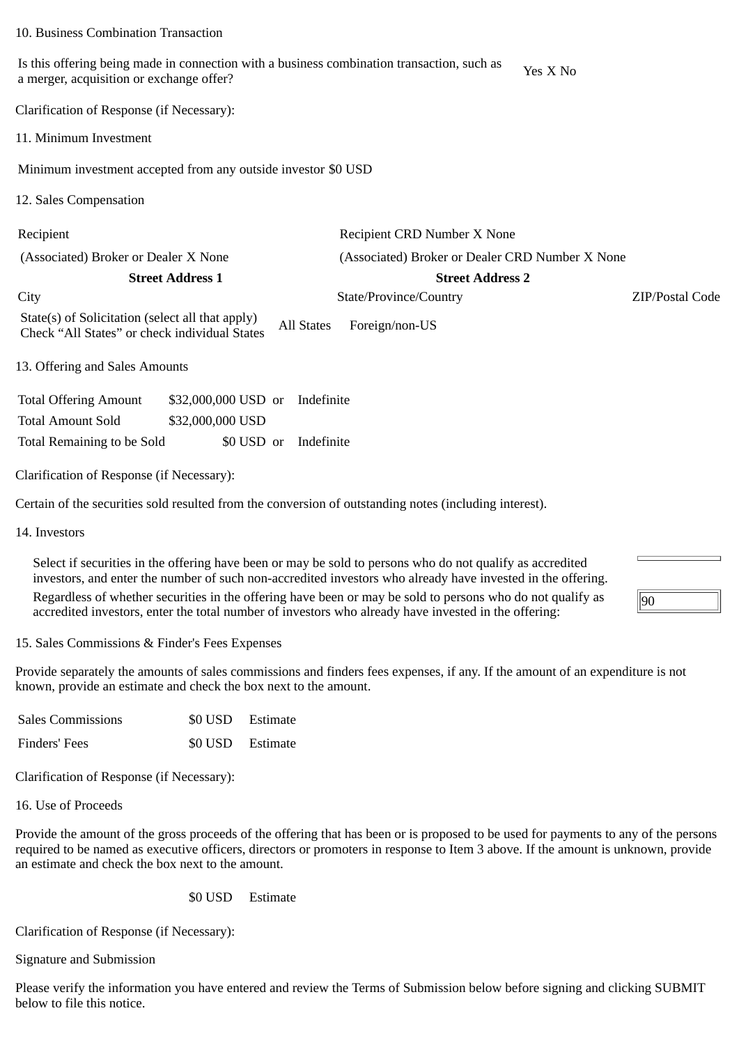10. Business Combination Transaction

| | |
|---|---|
| Is this offering being made in connection with a business combination transaction, such as a merger, acquisition or exchange offer? | Yes X No |

Clarification of Response (if Necessary):

11. Minimum Investment

Minimum investment accepted from any outside investor $0 USD

12. Sales Compensation

| | | |
|---|---|---|
| Recipient | Recipient CRD Number X None | |
| (Associated) Broker or Dealer X None | (Associated) Broker or Dealer CRD Number X None | |
| **Street Address 1** | **Street Address 2** | |
| City | State/Province/Country | ZIP/Postal Code |
| State(s) of Solicitation (select all that apply) Check "All States" or check individual States | All States Foreign/non-US | |

13. Offering and Sales Amounts

| | | | |
|---|---|---|---|
| Total Offering Amount | $32,000,000 USD | or | Indefinite |
| Total Amount Sold | $32,000,000 USD | | |
| Total Remaining to be Sold | $0 USD | or | Indefinite |

Clarification of Response (if Necessary):

Certain of the securities sold resulted from the conversion of outstanding notes (including interest).

14. Investors

| | |
|---|---|
| Select if securities in the offering have been or may be sold to persons who do not qualify as accredited investors, and enter the number of such non-accredited investors who already have invested in the offering. | |
| Regardless of whether securities in the offering have been or may be sold to persons who do not qualify as accredited investors, enter the total number of investors who already have invested in the offering: | 90 |

15. Sales Commissions & Finder's Fees Expenses

Provide separately the amounts of sales commissions and finders fees expenses, if any. If the amount of an expenditure is not known, provide an estimate and check the box next to the amount.

| | | |
|---|---|---|
| Sales Commissions | $0 USD | Estimate |
| Finders' Fees | $0 USD | Estimate |

Clarification of Response (if Necessary):

16. Use of Proceeds

Provide the amount of the gross proceeds of the offering that has been or is proposed to be used for payments to any of the persons required to be named as executive officers, directors or promoters in response to Item 3 above. If the amount is unknown, provide an estimate and check the box next to the amount.

$0 USD Estimate

Clarification of Response (if Necessary):

Signature and Submission

Please verify the information you have entered and review the Terms of Submission below before signing and clicking SUBMIT below to file this notice.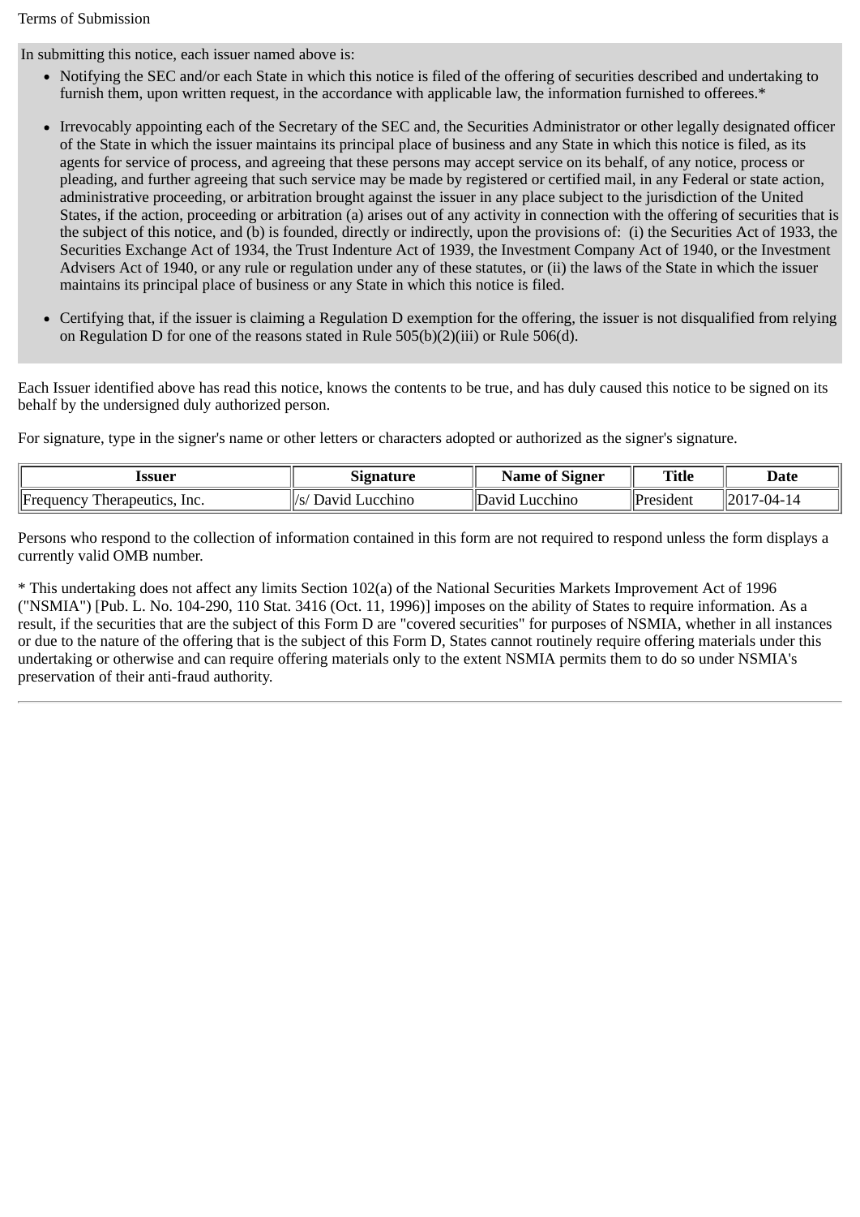Terms of Submission

In submitting this notice, each issuer named above is:

- Notifying the SEC and/or each State in which this notice is filed of the offering of securities described and undertaking to furnish them, upon written request, in the accordance with applicable law, the information furnished to offerees.*
- Irrevocably appointing each of the Secretary of the SEC and, the Securities Administrator or other legally designated officer of the State in which the issuer maintains its principal place of business and any State in which this notice is filed, as its agents for service of process, and agreeing that these persons may accept service on its behalf, of any notice, process or pleading, and further agreeing that such service may be made by registered or certified mail, in any Federal or state action, administrative proceeding, or arbitration brought against the issuer in any place subject to the jurisdiction of the United States, if the action, proceeding or arbitration (a) arises out of any activity in connection with the offering of securities that is the subject of this notice, and (b) is founded, directly or indirectly, upon the provisions of: (i) the Securities Act of 1933, the Securities Exchange Act of 1934, the Trust Indenture Act of 1939, the Investment Company Act of 1940, or the Investment Advisers Act of 1940, or any rule or regulation under any of these statutes, or (ii) the laws of the State in which the issuer maintains its principal place of business or any State in which this notice is filed.
- Certifying that, if the issuer is claiming a Regulation D exemption for the offering, the issuer is not disqualified from relying on Regulation D for one of the reasons stated in Rule 505(b)(2)(iii) or Rule 506(d).

Each Issuer identified above has read this notice, knows the contents to be true, and has duly caused this notice to be signed on its behalf by the undersigned duly authorized person.

For signature, type in the signer's name or other letters or characters adopted or authorized as the signer's signature.

| Issuer | Signature | Name of Signer | Title | Date |
|---|---|---|---|---|
| Frequency Therapeutics, Inc. | /s/ David Lucchino | David Lucchino | President | 2017-04-14 |

Persons who respond to the collection of information contained in this form are not required to respond unless the form displays a currently valid OMB number.

* This undertaking does not affect any limits Section 102(a) of the National Securities Markets Improvement Act of 1996 ("NSMIA") [Pub. L. No. 104-290, 110 Stat. 3416 (Oct. 11, 1996)] imposes on the ability of States to require information. As a result, if the securities that are the subject of this Form D are "covered securities" for purposes of NSMIA, whether in all instances or due to the nature of the offering that is the subject of this Form D, States cannot routinely require offering materials under this undertaking or otherwise and can require offering materials only to the extent NSMIA permits them to do so under NSMIA's preservation of their anti-fraud authority.